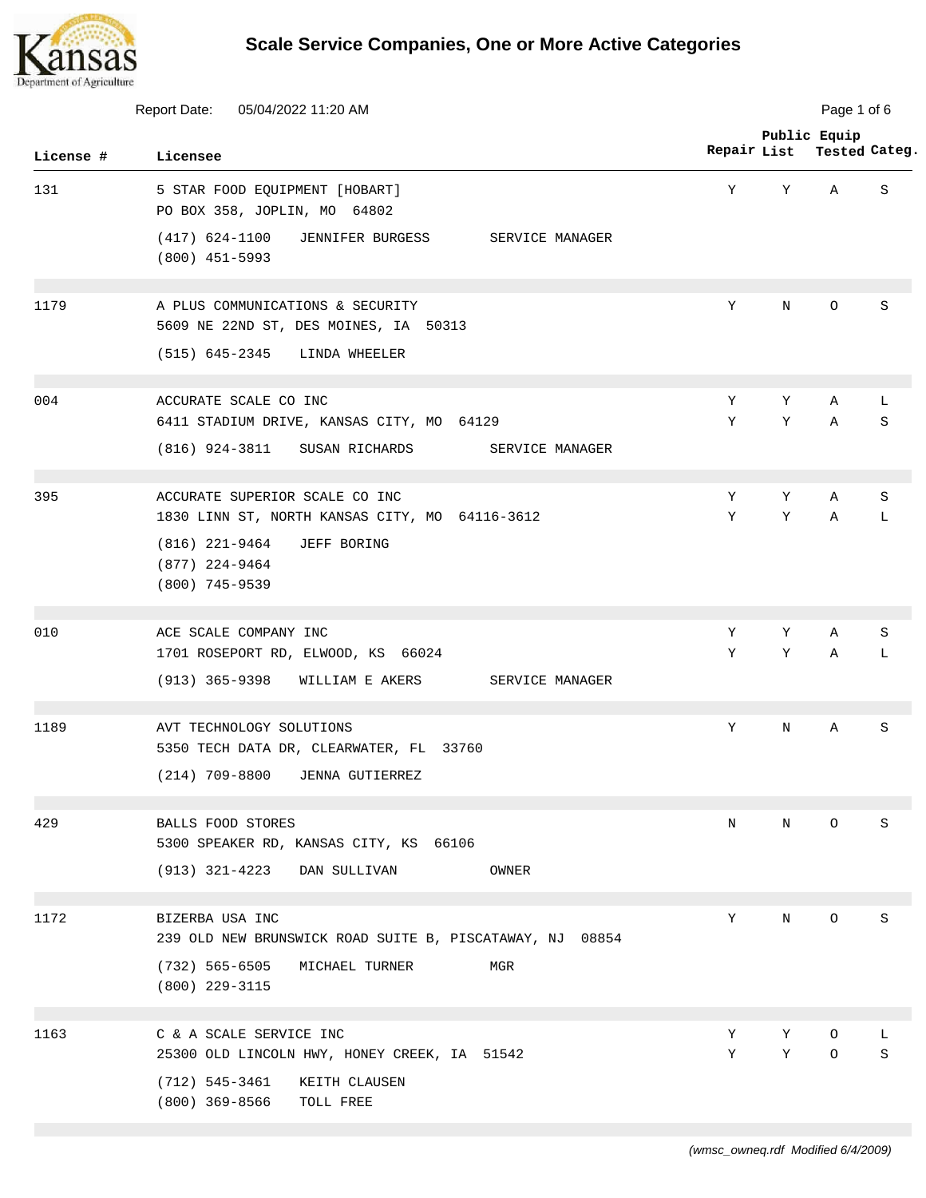# Scale Service Companies, One or More Active Categories

Report Date: 05/04/2022 11:20 AM

| License # | Licensee | Repair | Public List | Equip Tested | Categ. |
|---|---|---|---|---|---|
| 131 | 5 STAR FOOD EQUIPMENT [HOBART]<br>PO BOX 358, JOPLIN, MO 64802<br>(417) 624-1100 JENNIFER BURGESS SERVICE MANAGER<br>(800) 451-5993 | Y | Y | A | S |
| 1179 | A PLUS COMMUNICATIONS & SECURITY<br>5609 NE 22ND ST, DES MOINES, IA 50313<br>(515) 645-2345 LINDA WHEELER | Y | N | O | S |
| 004 | ACCURATE SCALE CO INC<br>6411 STADIUM DRIVE, KANSAS CITY, MO 64129<br>(816) 924-3811 SUSAN RICHARDS SERVICE MANAGER | Y<br>Y | Y<br>Y | A<br>A | L<br>S |
| 395 | ACCURATE SUPERIOR SCALE CO INC<br>1830 LINN ST, NORTH KANSAS CITY, MO 64116-3612<br>(816) 221-9464 JEFF BORING<br>(877) 224-9464<br>(800) 745-9539 | Y<br>Y | Y<br>Y | A<br>A | S<br>L |
| 010 | ACE SCALE COMPANY INC<br>1701 ROSEPORT RD, ELWOOD, KS 66024<br>(913) 365-9398 WILLIAM E AKERS SERVICE MANAGER | Y<br>Y | Y<br>Y | A<br>A | S<br>L |
| 1189 | AVT TECHNOLOGY SOLUTIONS<br>5350 TECH DATA DR, CLEARWATER, FL 33760<br>(214) 709-8800 JENNA GUTIERREZ | Y | N | A | S |
| 429 | BALLS FOOD STORES<br>5300 SPEAKER RD, KANSAS CITY, KS 66106<br>(913) 321-4223 DAN SULLIVAN OWNER | N | N | O | S |
| 1172 | BIZERBA USA INC<br>239 OLD NEW BRUNSWICK ROAD SUITE B, PISCATAWAY, NJ 08854<br>(732) 565-6505 MICHAEL TURNER MGR<br>(800) 229-3115 | Y | N | O | S |
| 1163 | C & A SCALE SERVICE INC<br>25300 OLD LINCOLN HWY, HONEY CREEK, IA 51542<br>(712) 545-3461 KEITH CLAUSEN<br>(800) 369-8566 TOLL FREE | Y<br>Y | Y<br>Y | O<br>O | L<br>S |

(wmsc_owneq.rdf Modified 6/4/2009)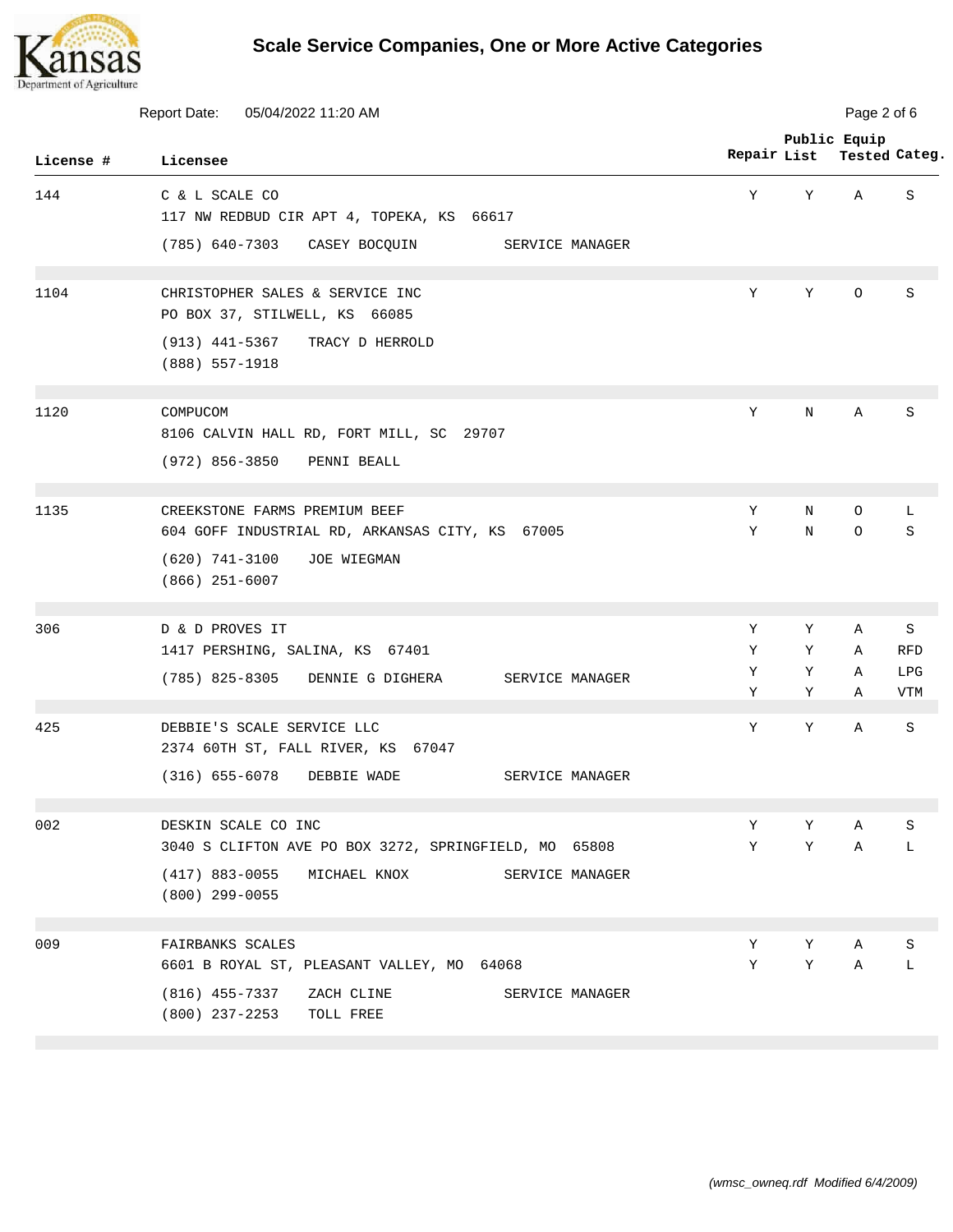# Scale Service Companies, One or More Active Categories

Report Date: 05/04/2022 11:20 AM

| License # | Licensee | Repair | Public List | Equip Tested | Categ. |
|---|---|---|---|---|---|
| 144 | C & L SCALE CO<br>117 NW REDBUD CIR APT 4, TOPEKA, KS 66617<br>(785) 640-7303 CASEY BOCQUIN SERVICE MANAGER | Y | Y | A | S |
| 1104 | CHRISTOPHER SALES & SERVICE INC<br>PO BOX 37, STILWELL, KS 66085<br>(913) 441-5367 TRACY D HERROLD<br>(888) 557-1918 | Y | Y | O | S |
| 1120 | COMPUCOM<br>8106 CALVIN HALL RD, FORT MILL, SC 29707<br>(972) 856-3850 PENNI BEALL | Y | N | A | S |
| 1135 | CREEKSTONE FARMS PREMIUM BEEF<br>604 GOFF INDUSTRIAL RD, ARKANSAS CITY, KS 67005<br>(620) 741-3100 JOE WIEGMAN<br>(866) 251-6007 | Y<br>Y | N<br>N | O<br>O | L<br>S |
| 306 | D & D PROVES IT<br>1417 PERSHING, SALINA, KS 67401<br>(785) 825-8305 DENNIE G DIGHERA SERVICE MANAGER | Y<br>Y<br>Y<br>Y | Y<br>Y<br>Y<br>Y | A<br>A<br>A<br>A | S<br>RFD<br>LPG<br>VTM |
| 425 | DEBBIE'S SCALE SERVICE LLC<br>2374 60TH ST, FALL RIVER, KS 67047<br>(316) 655-6078 DEBBIE WADE SERVICE MANAGER | Y | Y | A | S |
| 002 | DESKIN SCALE CO INC<br>3040 S CLIFTON AVE PO BOX 3272, SPRINGFIELD, MO 65808<br>(417) 883-0055 MICHAEL KNOX SERVICE MANAGER<br>(800) 299-0055 | Y<br>Y | Y<br>Y | A<br>A | S<br>L |
| 009 | FAIRBANKS SCALES<br>6601 B ROYAL ST, PLEASANT VALLEY, MO 64068<br>(816) 455-7337 ZACH CLINE SERVICE MANAGER<br>(800) 237-2253 TOLL FREE | Y<br>Y | Y<br>Y | A<br>A | S<br>L |

*(wmsc_owneq.rdf Modified 6/4/2009)*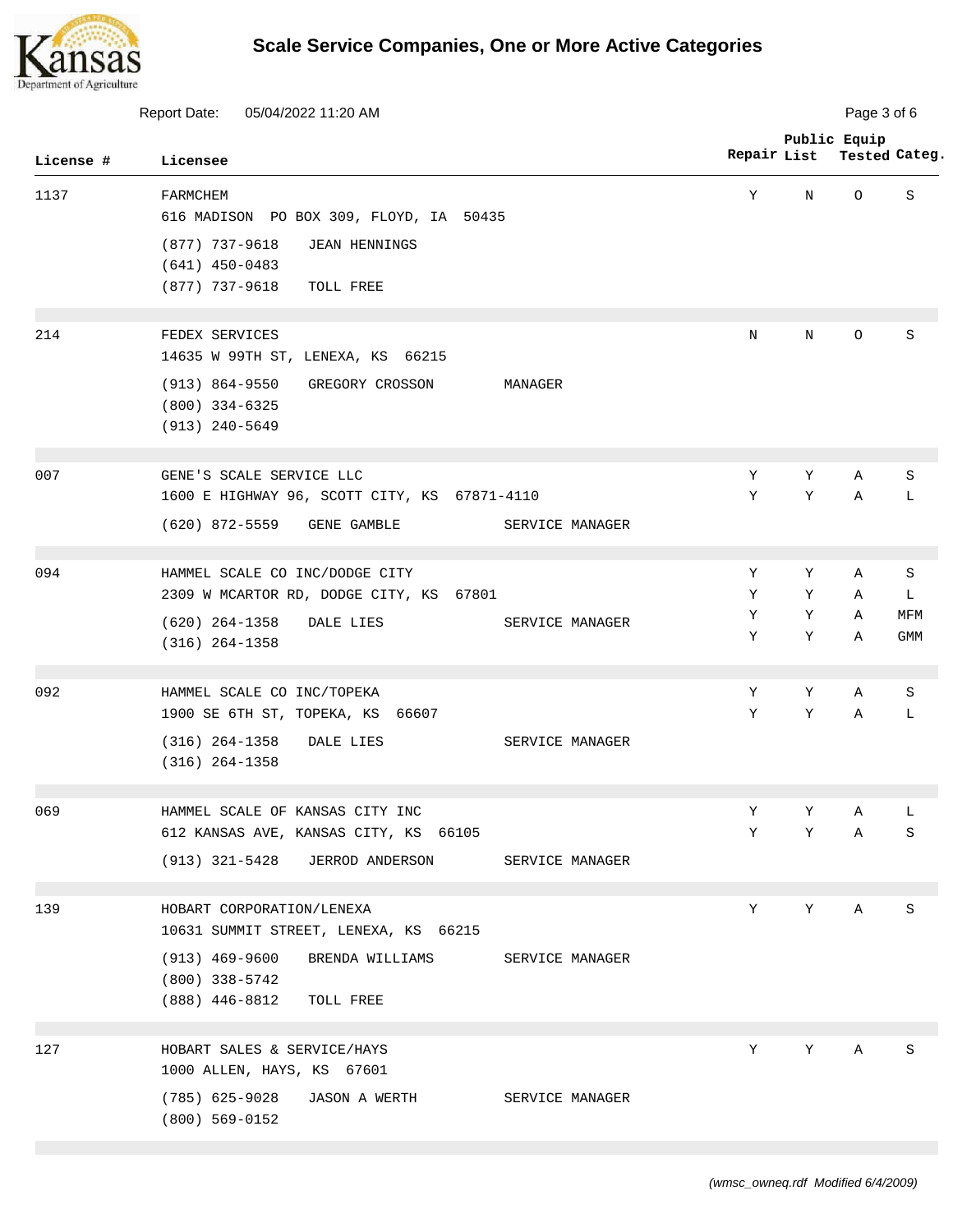# Scale Service Companies, One or More Active Categories

Report Date: 05/04/2022 11:20 AM

| License # | Licensee | Repair | Public List | Equip Tested | Categ. |
|---|---|---|---|---|---|
| 1137 | FARMCHEM<br>616 MADISON PO BOX 309, FLOYD, IA 50435<br>(877) 737-9618 JEAN HENNINGS<br>(641) 450-0483<br>(877) 737-9618 TOLL FREE | Y | N | O | S |
| 214 | FEDEX SERVICES<br>14635 W 99TH ST, LENEXA, KS 66215<br>(913) 864-9550 GREGORY CROSSON MANAGER<br>(800) 334-6325<br>(913) 240-5649 | N | N | O | S |
| 007 | GENE'S SCALE SERVICE LLC<br>1600 E HIGHWAY 96, SCOTT CITY, KS 67871-4110<br>(620) 872-5559 GENE GAMBLE SERVICE MANAGER | Y<br>Y | Y<br>Y | A<br>A | S<br>L |
| 094 | HAMMEL SCALE CO INC/DODGE CITY<br>2309 W MCARTOR RD, DODGE CITY, KS 67801<br>(620) 264-1358 DALE LIES SERVICE MANAGER<br>(316) 264-1358 | Y<br>Y<br>Y<br>Y | Y<br>Y<br>Y<br>Y | A<br>A<br>A<br>A | S<br>L<br>MFM<br>GMM |
| 092 | HAMMEL SCALE CO INC/TOPEKA<br>1900 SE 6TH ST, TOPEKA, KS 66607<br>(316) 264-1358 DALE LIES SERVICE MANAGER<br>(316) 264-1358 | Y<br>Y | Y<br>Y | A<br>A | S<br>L |
| 069 | HAMMEL SCALE OF KANSAS CITY INC<br>612 KANSAS AVE, KANSAS CITY, KS 66105<br>(913) 321-5428 JERROD ANDERSON SERVICE MANAGER | Y<br>Y | Y<br>Y | A<br>A | L<br>S |
| 139 | HOBART CORPORATION/LENEXA<br>10631 SUMMIT STREET, LENEXA, KS 66215<br>(913) 469-9600 BRENDA WILLIAMS SERVICE MANAGER<br>(800) 338-5742<br>(888) 446-8812 TOLL FREE | Y | Y | A | S |
| 127 | HOBART SALES & SERVICE/HAYS<br>1000 ALLEN, HAYS, KS 67601<br>(785) 625-9028 JASON A WERTH SERVICE MANAGER<br>(800) 569-0152 | Y | Y | A | S |

*(wmsc_owneq.rdf Modified 6/4/2009)*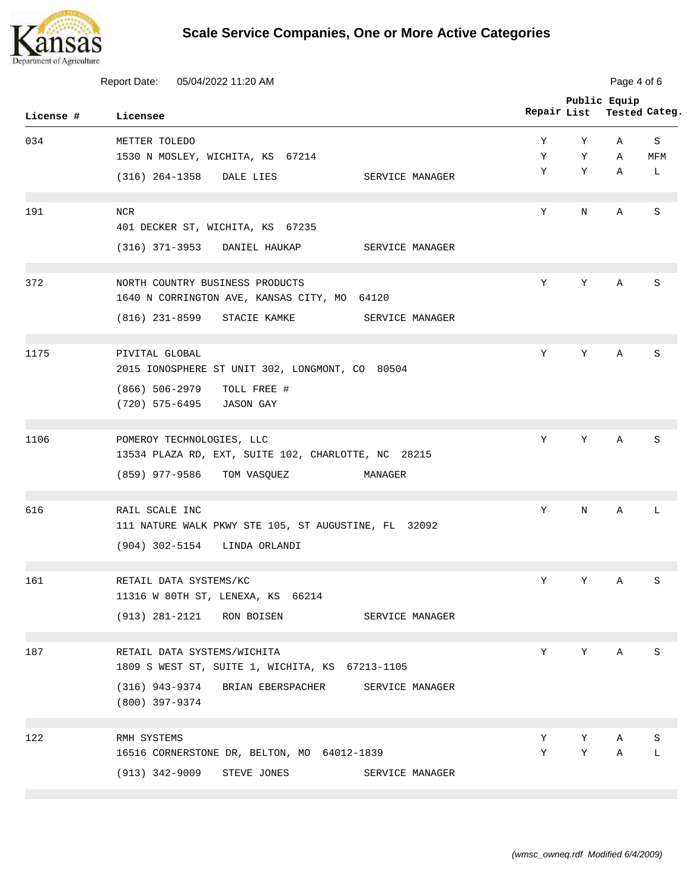# Scale Service Companies, One or More Active Categories

Report Date: 05/04/2022 11:20 AM

| License # | Licensee | Repair | Public List | Equip Tested | Categ. |
|---|---|---|---|---|---|
| 034 | METTER TOLEDO<br>1530 N MOSLEY, WICHITA, KS 67214<br>(316) 264-1358 DALE LIES SERVICE MANAGER | Y<br>Y<br>Y | Y<br>Y<br>Y | A<br>A<br>A | S<br>MFM<br>L |
| 191 | NCR<br>401 DECKER ST, WICHITA, KS 67235<br>(316) 371-3953 DANIEL HAUKAP SERVICE MANAGER | Y | N | A | S |
| 372 | NORTH COUNTRY BUSINESS PRODUCTS<br>1640 N CORRINGTON AVE, KANSAS CITY, MO 64120<br>(816) 231-8599 STACIE KAMKE SERVICE MANAGER | Y | Y | A | S |
| 1175 | PIVITAL GLOBAL<br>2015 IONOSPHERE ST UNIT 302, LONGMONT, CO 80504<br>(866) 506-2979 TOLL FREE #<br>(720) 575-6495 JASON GAY | Y | Y | A | S |
| 1106 | POMEROY TECHNOLOGIES, LLC<br>13534 PLAZA RD, EXT, SUITE 102, CHARLOTTE, NC 28215<br>(859) 977-9586 TOM VASQUEZ MANAGER | Y | Y | A | S |
| 616 | RAIL SCALE INC<br>111 NATURE WALK PKWY STE 105, ST AUGUSTINE, FL 32092<br>(904) 302-5154 LINDA ORLANDI | Y | N | A | L |
| 161 | RETAIL DATA SYSTEMS/KC<br>11316 W 80TH ST, LENEXA, KS 66214<br>(913) 281-2121 RON BOISEN SERVICE MANAGER | Y | Y | A | S |
| 187 | RETAIL DATA SYSTEMS/WICHITA<br>1809 S WEST ST, SUITE 1, WICHITA, KS 67213-1105<br>(316) 943-9374 BRIAN EBERSPACHER SERVICE MANAGER<br>(800) 397-9374 | Y | Y | A | S |
| 122 | RMH SYSTEMS<br>16516 CORNERSTONE DR, BELTON, MO 64012-1839<br>(913) 342-9009 STEVE JONES SERVICE MANAGER | Y<br>Y | Y<br>Y | A<br>A | S<br>L |

*(wmsc_owneq.rdf Modified 6/4/2009)*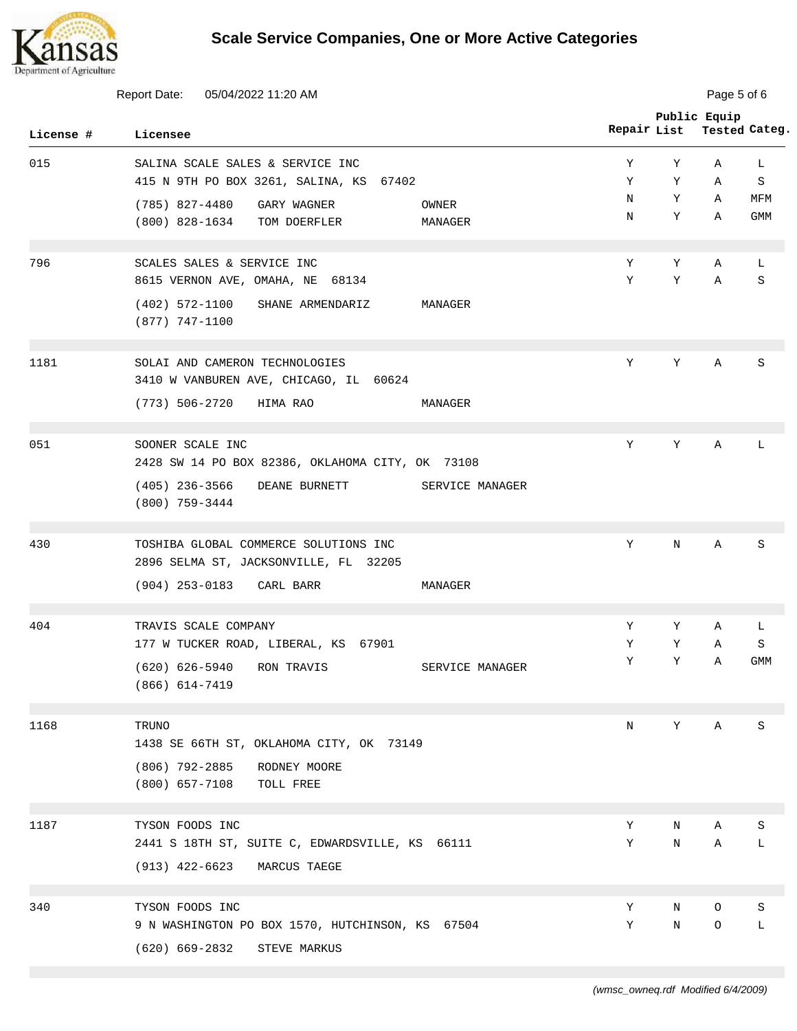# Scale Service Companies, One or More Active Categories

Report Date: 05/04/2022 11:20 AM

| License # | Licensee | Repair | Public List | Equip Tested | Categ. |
|---|---|---|---|---|---|
| 015 | SALINA SCALE SALES & SERVICE INC<br>415 N 9TH PO BOX 3261, SALINA, KS 67402<br>(785) 827-4480 GARY WAGNER OWNER<br>(800) 828-1634 TOM DOERFLER MANAGER | Y<br>Y<br>N<br>N | Y<br>Y<br>Y<br>Y | A<br>A<br>A<br>A | L<br>S<br>MFM<br>GMM |
| 796 | SCALES SALES & SERVICE INC<br>8615 VERNON AVE, OMAHA, NE 68134<br>(402) 572-1100 SHANE ARMENDARIZ MANAGER<br>(877) 747-1100 | Y<br>Y | Y<br>Y | A<br>A | L<br>S |
| 1181 | SOLAI AND CAMERON TECHNOLOGIES<br>3410 W VANBUREN AVE, CHICAGO, IL 60624<br>(773) 506-2720 HIMA RAO MANAGER | Y | Y | A | S |
| 051 | SOONER SCALE INC<br>2428 SW 14 PO BOX 82386, OKLAHOMA CITY, OK 73108<br>(405) 236-3566 DEANE BURNETT SERVICE MANAGER<br>(800) 759-3444 | Y | Y | A | L |
| 430 | TOSHIBA GLOBAL COMMERCE SOLUTIONS INC<br>2896 SELMA ST, JACKSONVILLE, FL 32205<br>(904) 253-0183 CARL BARR MANAGER | Y | N | A | S |
| 404 | TRAVIS SCALE COMPANY<br>177 W TUCKER ROAD, LIBERAL, KS 67901<br>(620) 626-5940 RON TRAVIS SERVICE MANAGER<br>(866) 614-7419 | Y<br>Y<br>Y | Y<br>Y<br>Y | A<br>A<br>A | L<br>S<br>GMM |
| 1168 | TRUNO<br>1438 SE 66TH ST, OKLAHOMA CITY, OK 73149<br>(806) 792-2885 RODNEY MOORE<br>(800) 657-7108 TOLL FREE | N | Y | A | S |
| 1187 | TYSON FOODS INC<br>2441 S 18TH ST, SUITE C, EDWARDSVILLE, KS 66111<br>(913) 422-6623 MARCUS TAEGE | Y<br>Y | N<br>N | A<br>A | S<br>L |
| 340 | TYSON FOODS INC<br>9 N WASHINGTON PO BOX 1570, HUTCHINSON, KS 67504<br>(620) 669-2832 STEVE MARKUS | Y<br>Y | N<br>N | O<br>O | S<br>L |

*(wmsc_owneq.rdf Modified 6/4/2009)*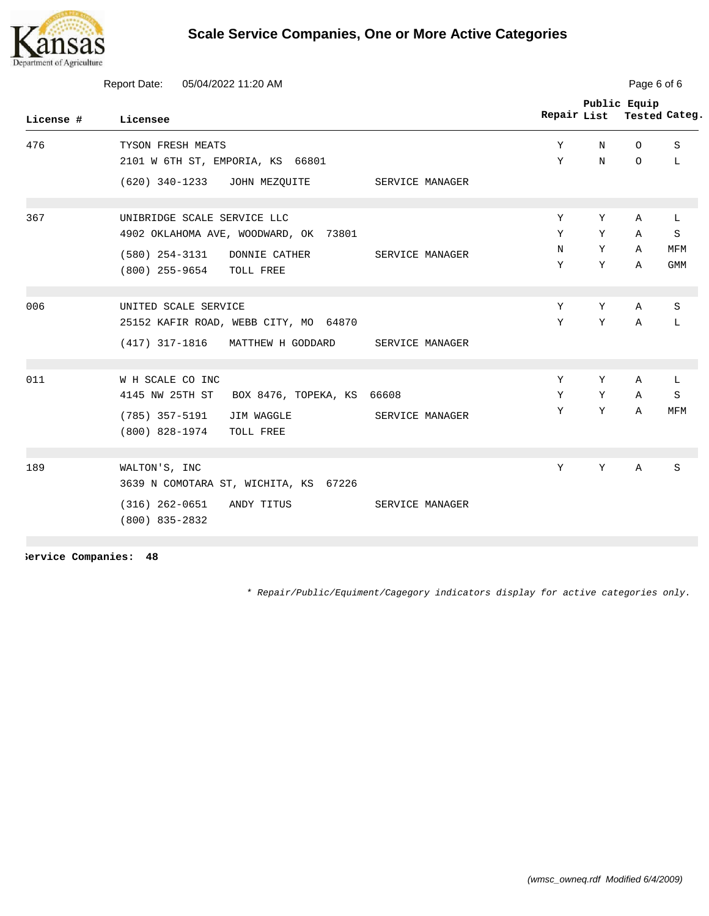# Scale Service Companies, One or More Active Categories

Report Date: 05/04/2022 11:20 AM

| License # | Licensee | Repair | Public List | Equip Tested | Categ. |
|---|---|---|---|---|---|
| 476 | TYSON FRESH MEATS<br>2101 W 6TH ST, EMPORIA, KS 66801<br>(620) 340-1233 JOHN MEZQUITE SERVICE MANAGER | Y<br>Y | N<br>N | O<br>O | S<br>L |
| 367 | UNIBRIDGE SCALE SERVICE LLC<br>4902 OKLAHOMA AVE, WOODWARD, OK 73801<br>(580) 254-3131 DONNIE CATHER SERVICE MANAGER<br>(800) 255-9654 TOLL FREE | Y<br>Y<br>N<br>Y | Y<br>Y<br>Y<br>Y | A<br>A<br>A<br>A | L<br>S<br>MFM<br>GMM |
| 006 | UNITED SCALE SERVICE<br>25152 KAFIR ROAD, WEBB CITY, MO 64870<br>(417) 317-1816 MATTHEW H GODDARD SERVICE MANAGER | Y<br>Y | Y<br>Y | A<br>A | S<br>L |
| 011 | W H SCALE CO INC<br>4145 NW 25TH ST BOX 8476, TOPEKA, KS 66608<br>(785) 357-5191 JIM WAGGLE SERVICE MANAGER<br>(800) 828-1974 TOLL FREE | Y<br>Y<br>Y | Y<br>Y<br>Y | A<br>A<br>A | L<br>S<br>MFM |
| 189 | WALTON'S, INC<br>3639 N COMOTARA ST, WICHITA, KS 67226<br>(316) 262-0651 ANDY TITUS SERVICE MANAGER<br>(800) 835-2832 | Y | Y | A | S |

**Service Companies: 48**

*\* Repair/Public/Equiment/Cagegory indicators display for active categories only.*

*(wmsc_owneq.rdf Modified 6/4/2009)*